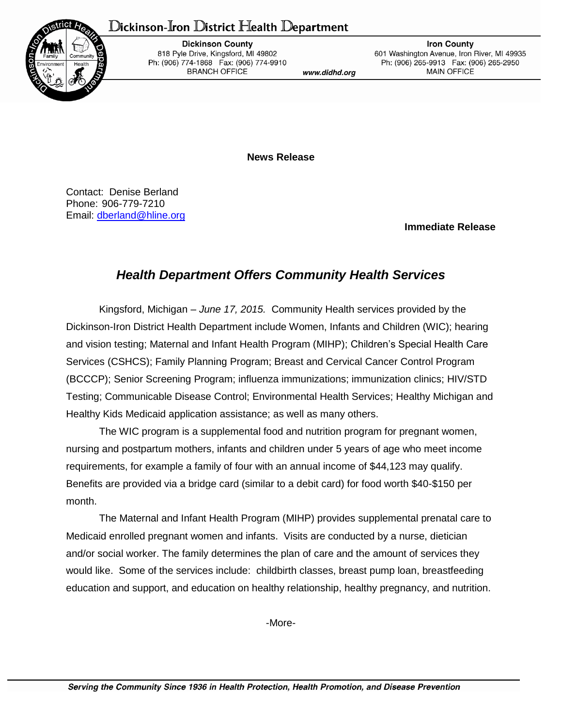# Dickinson-Iron District Health Department

**Dickinson County**
818 Pyle Drive, Kingsford, MI 49802
Ph: (906) 774-1868 Fax: (906) 774-9910
BRANCH OFFICE

*www.didhd.org*

**Iron County**
601 Washington Avenue, Iron River, MI 49935
Ph: (906) 265-9913 Fax: (906) 265-2950
MAIN OFFICE

**News Release**

Contact: Denise Berland
Phone: 906-779-7210
Email: dberland@hline.org

**Immediate Release**

## *Health Department Offers Community Health Services*

Kingsford, Michigan – *June 17, 2015.* Community Health services provided by the Dickinson-Iron District Health Department include Women, Infants and Children (WIC); hearing and vision testing; Maternal and Infant Health Program (MIHP); Children's Special Health Care Services (CSHCS); Family Planning Program; Breast and Cervical Cancer Control Program (BCCCP); Senior Screening Program; influenza immunizations; immunization clinics; HIV/STD Testing; Communicable Disease Control; Environmental Health Services; Healthy Michigan and Healthy Kids Medicaid application assistance; as well as many others.

The WIC program is a supplemental food and nutrition program for pregnant women, nursing and postpartum mothers, infants and children under 5 years of age who meet income requirements, for example a family of four with an annual income of $44,123 may qualify. Benefits are provided via a bridge card (similar to a debit card) for food worth $40-$150 per month.

The Maternal and Infant Health Program (MIHP) provides supplemental prenatal care to Medicaid enrolled pregnant women and infants. Visits are conducted by a nurse, dietician and/or social worker. The family determines the plan of care and the amount of services they would like. Some of the services include: childbirth classes, breast pump loan, breastfeeding education and support, and education on healthy relationship, healthy pregnancy, and nutrition.

-More-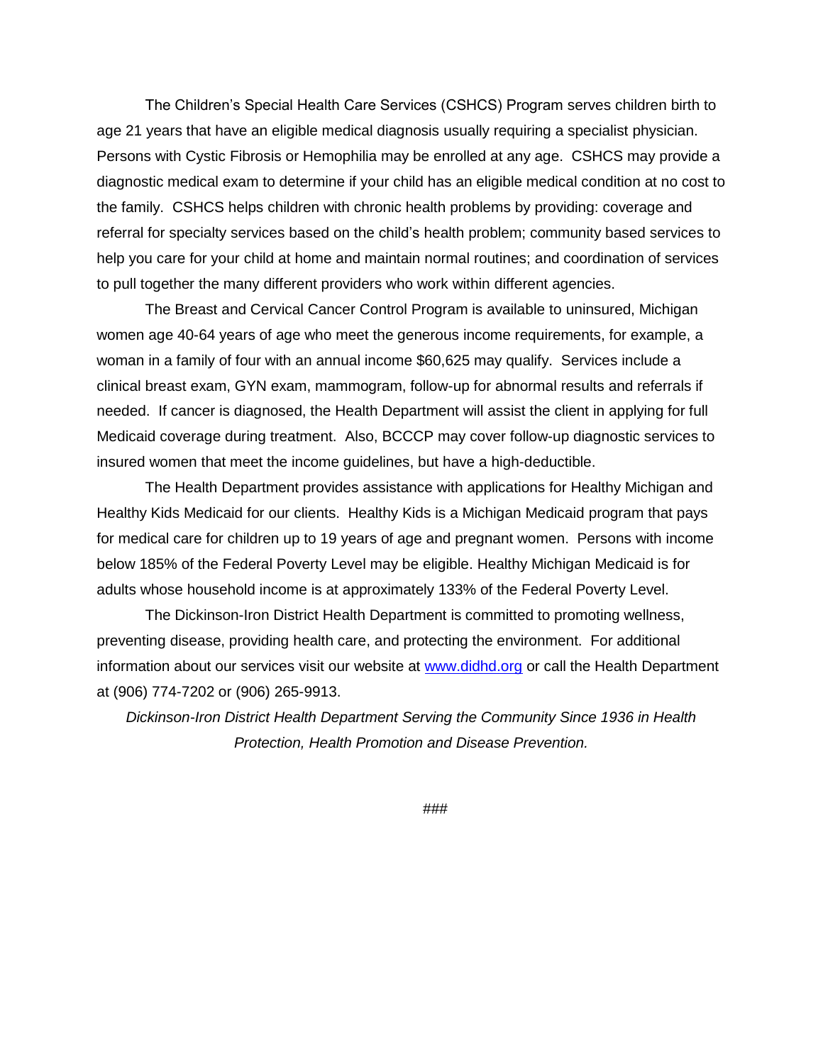The Children's Special Health Care Services (CSHCS) Program serves children birth to age 21 years that have an eligible medical diagnosis usually requiring a specialist physician. Persons with Cystic Fibrosis or Hemophilia may be enrolled at any age. CSHCS may provide a diagnostic medical exam to determine if your child has an eligible medical condition at no cost to the family. CSHCS helps children with chronic health problems by providing: coverage and referral for specialty services based on the child's health problem; community based services to help you care for your child at home and maintain normal routines; and coordination of services to pull together the many different providers who work within different agencies.

The Breast and Cervical Cancer Control Program is available to uninsured, Michigan women age 40-64 years of age who meet the generous income requirements, for example, a woman in a family of four with an annual income $60,625 may qualify. Services include a clinical breast exam, GYN exam, mammogram, follow-up for abnormal results and referrals if needed. If cancer is diagnosed, the Health Department will assist the client in applying for full Medicaid coverage during treatment. Also, BCCCP may cover follow-up diagnostic services to insured women that meet the income guidelines, but have a high-deductible.

The Health Department provides assistance with applications for Healthy Michigan and Healthy Kids Medicaid for our clients. Healthy Kids is a Michigan Medicaid program that pays for medical care for children up to 19 years of age and pregnant women. Persons with income below 185% of the Federal Poverty Level may be eligible. Healthy Michigan Medicaid is for adults whose household income is at approximately 133% of the Federal Poverty Level.

The Dickinson-Iron District Health Department is committed to promoting wellness, preventing disease, providing health care, and protecting the environment. For additional information about our services visit our website at [www.didhd.org](http://www.didhd.org) or call the Health Department at (906) 774-7202 or (906) 265-9913.

*Dickinson-Iron District Health Department Serving the Community Since 1936 in Health Protection, Health Promotion and Disease Prevention.*

###